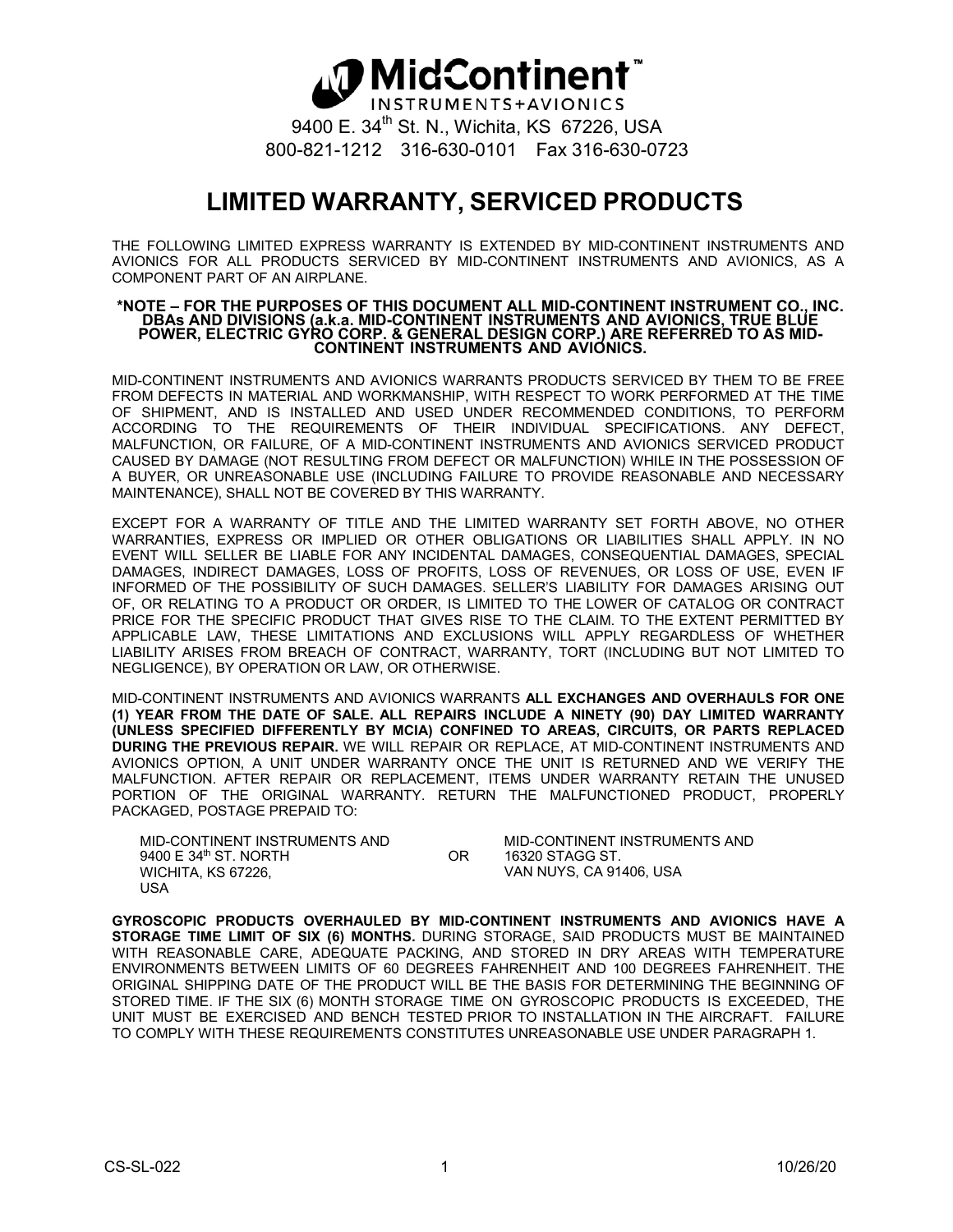MidContinent™
INSTRUMENTS+AVIONICS

9400 E. 34th St. N., Wichita, KS 67226, USA
800-821-1212 316-630-0101 Fax 316-630-0723

# LIMITED WARRANTY, SERVICED PRODUCTS

THE FOLLOWING LIMITED EXPRESS WARRANTY IS EXTENDED BY MID-CONTINENT INSTRUMENTS AND AVIONICS FOR ALL PRODUCTS SERVICED BY MID-CONTINENT INSTRUMENTS AND AVIONICS, AS A COMPONENT PART OF AN AIRPLANE.

**\*NOTE – FOR THE PURPOSES OF THIS DOCUMENT ALL MID-CONTINENT INSTRUMENT CO., INC. DBAs AND DIVISIONS (a.k.a. MID-CONTINENT INSTRUMENTS AND AVIONICS, TRUE BLUE POWER, ELECTRIC GYRO CORP. & GENERAL DESIGN CORP.) ARE REFERRED TO AS MID-CONTINENT INSTRUMENTS AND AVIONICS.**

MID-CONTINENT INSTRUMENTS AND AVIONICS WARRANTS PRODUCTS SERVICED BY THEM TO BE FREE FROM DEFECTS IN MATERIAL AND WORKMANSHIP, WITH RESPECT TO WORK PERFORMED AT THE TIME OF SHIPMENT, AND IS INSTALLED AND USED UNDER RECOMMENDED CONDITIONS, TO PERFORM ACCORDING TO THE REQUIREMENTS OF THEIR INDIVIDUAL SPECIFICATIONS. ANY DEFECT, MALFUNCTION, OR FAILURE, OF A MID-CONTINENT INSTRUMENTS AND AVIONICS SERVICED PRODUCT CAUSED BY DAMAGE (NOT RESULTING FROM DEFECT OR MALFUNCTION) WHILE IN THE POSSESSION OF A BUYER, OR UNREASONABLE USE (INCLUDING FAILURE TO PROVIDE REASONABLE AND NECESSARY MAINTENANCE), SHALL NOT BE COVERED BY THIS WARRANTY.

EXCEPT FOR A WARRANTY OF TITLE AND THE LIMITED WARRANTY SET FORTH ABOVE, NO OTHER WARRANTIES, EXPRESS OR IMPLIED OR OTHER OBLIGATIONS OR LIABILITIES SHALL APPLY. IN NO EVENT WILL SELLER BE LIABLE FOR ANY INCIDENTAL DAMAGES, CONSEQUENTIAL DAMAGES, SPECIAL DAMAGES, INDIRECT DAMAGES, LOSS OF PROFITS, LOSS OF REVENUES, OR LOSS OF USE, EVEN IF INFORMED OF THE POSSIBILITY OF SUCH DAMAGES. SELLER'S LIABILITY FOR DAMAGES ARISING OUT OF, OR RELATING TO A PRODUCT OR ORDER, IS LIMITED TO THE LOWER OF CATALOG OR CONTRACT PRICE FOR THE SPECIFIC PRODUCT THAT GIVES RISE TO THE CLAIM. TO THE EXTENT PERMITTED BY APPLICABLE LAW, THESE LIMITATIONS AND EXCLUSIONS WILL APPLY REGARDLESS OF WHETHER LIABILITY ARISES FROM BREACH OF CONTRACT, WARRANTY, TORT (INCLUDING BUT NOT LIMITED TO NEGLIGENCE), BY OPERATION OR LAW, OR OTHERWISE.

MID-CONTINENT INSTRUMENTS AND AVIONICS WARRANTS **ALL EXCHANGES AND OVERHAULS FOR ONE (1) YEAR FROM THE DATE OF SALE. ALL REPAIRS INCLUDE A NINETY (90) DAY LIMITED WARRANTY (UNLESS SPECIFIED DIFFERENTLY BY MCIA) CONFINED TO AREAS, CIRCUITS, OR PARTS REPLACED DURING THE PREVIOUS REPAIR.** WE WILL REPAIR OR REPLACE, AT MID-CONTINENT INSTRUMENTS AND AVIONICS OPTION, A UNIT UNDER WARRANTY ONCE THE UNIT IS RETURNED AND WE VERIFY THE MALFUNCTION. AFTER REPAIR OR REPLACEMENT, ITEMS UNDER WARRANTY RETAIN THE UNUSED PORTION OF THE ORIGINAL WARRANTY. RETURN THE MALFUNCTIONED PRODUCT, PROPERLY PACKAGED, POSTAGE PREPAID TO:

MID-CONTINENT INSTRUMENTS AND
9400 E 34th ST. NORTH
WICHITA, KS 67226,
USA

OR

MID-CONTINENT INSTRUMENTS AND
16320 STAGG ST.
VAN NUYS, CA 91406, USA

**GYROSCOPIC PRODUCTS OVERHAULED BY MID-CONTINENT INSTRUMENTS AND AVIONICS HAVE A STORAGE TIME LIMIT OF SIX (6) MONTHS.** DURING STORAGE, SAID PRODUCTS MUST BE MAINTAINED WITH REASONABLE CARE, ADEQUATE PACKING, AND STORED IN DRY AREAS WITH TEMPERATURE ENVIRONMENTS BETWEEN LIMITS OF 60 DEGREES FAHRENHEIT AND 100 DEGREES FAHRENHEIT. THE ORIGINAL SHIPPING DATE OF THE PRODUCT WILL BE THE BASIS FOR DETERMINING THE BEGINNING OF STORED TIME. IF THE SIX (6) MONTH STORAGE TIME ON GYROSCOPIC PRODUCTS IS EXCEEDED, THE UNIT MUST BE EXERCISED AND BENCH TESTED PRIOR TO INSTALLATION IN THE AIRCRAFT. FAILURE TO COMPLY WITH THESE REQUIREMENTS CONSTITUTES UNREASONABLE USE UNDER PARAGRAPH 1.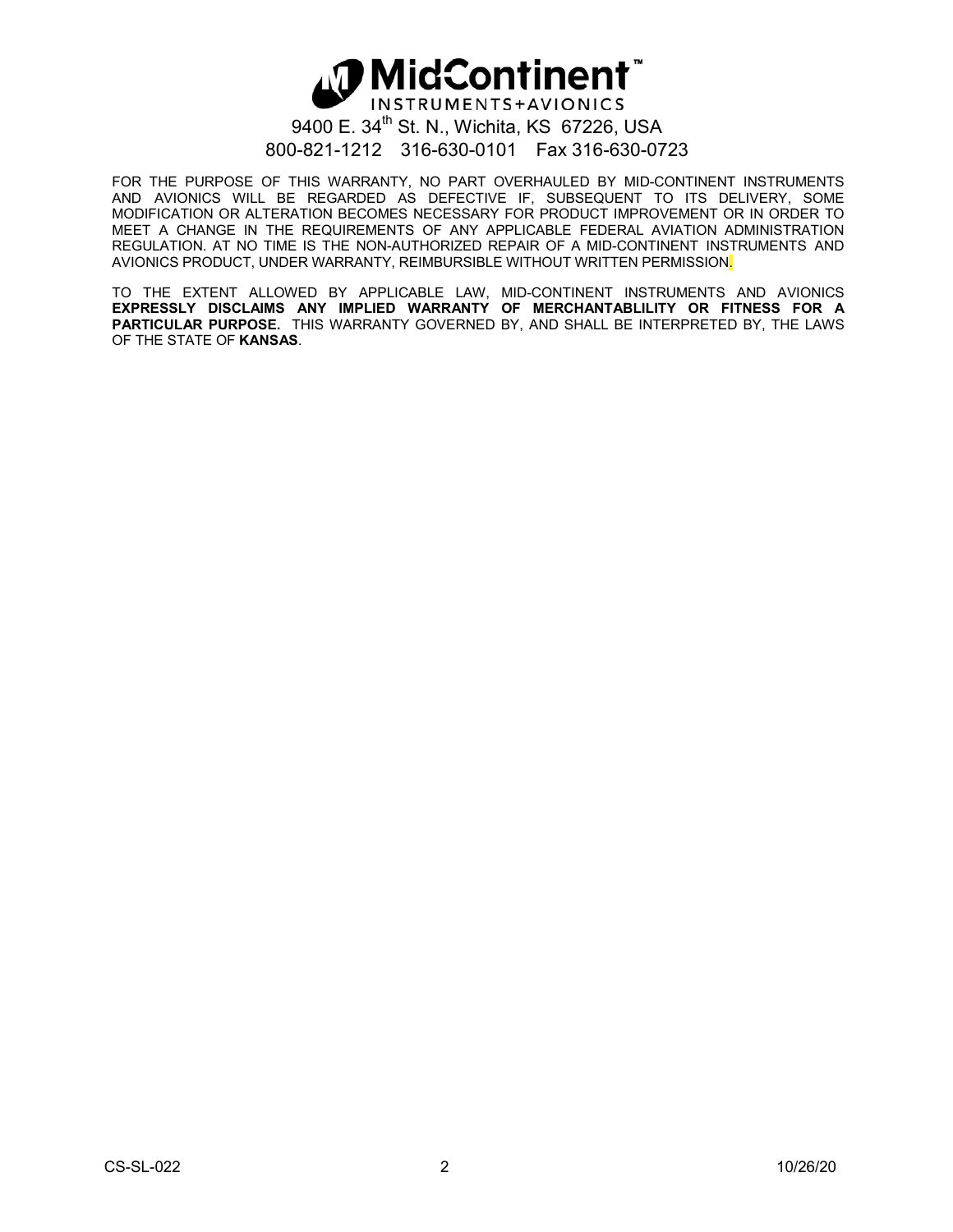**MidContinent™**
INSTRUMENTS+AVIONICS
9400 E. 34th St. N., Wichita, KS 67226, USA
800-821-1212 316-630-0101 Fax 316-630-0723

FOR THE PURPOSE OF THIS WARRANTY, NO PART OVERHAULED BY MID-CONTINENT INSTRUMENTS AND AVIONICS WILL BE REGARDED AS DEFECTIVE IF, SUBSEQUENT TO ITS DELIVERY, SOME MODIFICATION OR ALTERATION BECOMES NECESSARY FOR PRODUCT IMPROVEMENT OR IN ORDER TO MEET A CHANGE IN THE REQUIREMENTS OF ANY APPLICABLE FEDERAL AVIATION ADMINISTRATION REGULATION. AT NO TIME IS THE NON-AUTHORIZED REPAIR OF A MID-CONTINENT INSTRUMENTS AND AVIONICS PRODUCT, UNDER WARRANTY, REIMBURSIBLE WITHOUT WRITTEN PERMISSION.

TO THE EXTENT ALLOWED BY APPLICABLE LAW, MID-CONTINENT INSTRUMENTS AND AVIONICS **EXPRESSLY DISCLAIMS ANY IMPLIED WARRANTY OF MERCHANTABLILITY OR FITNESS FOR A PARTICULAR PURPOSE.** THIS WARRANTY GOVERNED BY, AND SHALL BE INTERPRETED BY, THE LAWS OF THE STATE OF **KANSAS**.

CS-SL-022 10/26/20